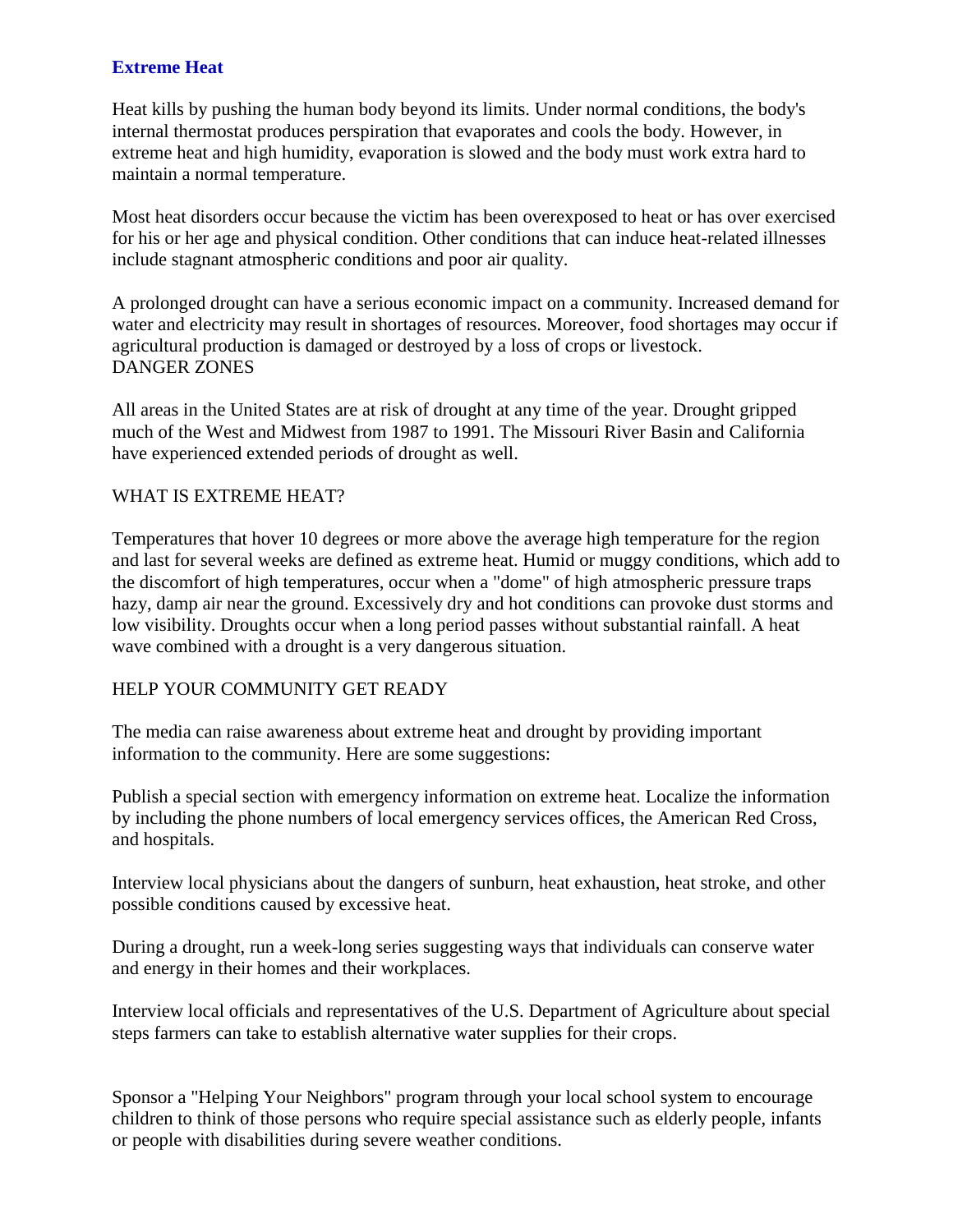# Extreme Heat

Heat kills by pushing the human body beyond its limits. Under normal conditions, the body's internal thermostat produces perspiration that evaporates and cools the body. However, in extreme heat and high humidity, evaporation is slowed and the body must work extra hard to maintain a normal temperature.

Most heat disorders occur because the victim has been overexposed to heat or has over exercised for his or her age and physical condition. Other conditions that can induce heat-related illnesses include stagnant atmospheric conditions and poor air quality.

A prolonged drought can have a serious economic impact on a community. Increased demand for water and electricity may result in shortages of resources. Moreover, food shortages may occur if agricultural production is damaged or destroyed by a loss of crops or livestock.

## DANGER ZONES

All areas in the United States are at risk of drought at any time of the year. Drought gripped much of the West and Midwest from 1987 to 1991. The Missouri River Basin and California have experienced extended periods of drought as well.

## WHAT IS EXTREME HEAT?

Temperatures that hover 10 degrees or more above the average high temperature for the region and last for several weeks are defined as extreme heat. Humid or muggy conditions, which add to the discomfort of high temperatures, occur when a "dome" of high atmospheric pressure traps hazy, damp air near the ground. Excessively dry and hot conditions can provoke dust storms and low visibility. Droughts occur when a long period passes without substantial rainfall. A heat wave combined with a drought is a very dangerous situation.

## HELP YOUR COMMUNITY GET READY

The media can raise awareness about extreme heat and drought by providing important information to the community. Here are some suggestions:

Publish a special section with emergency information on extreme heat. Localize the information by including the phone numbers of local emergency services offices, the American Red Cross, and hospitals.

Interview local physicians about the dangers of sunburn, heat exhaustion, heat stroke, and other possible conditions caused by excessive heat.

During a drought, run a week-long series suggesting ways that individuals can conserve water and energy in their homes and their workplaces.

Interview local officials and representatives of the U.S. Department of Agriculture about special steps farmers can take to establish alternative water supplies for their crops.

Sponsor a "Helping Your Neighbors" program through your local school system to encourage children to think of those persons who require special assistance such as elderly people, infants or people with disabilities during severe weather conditions.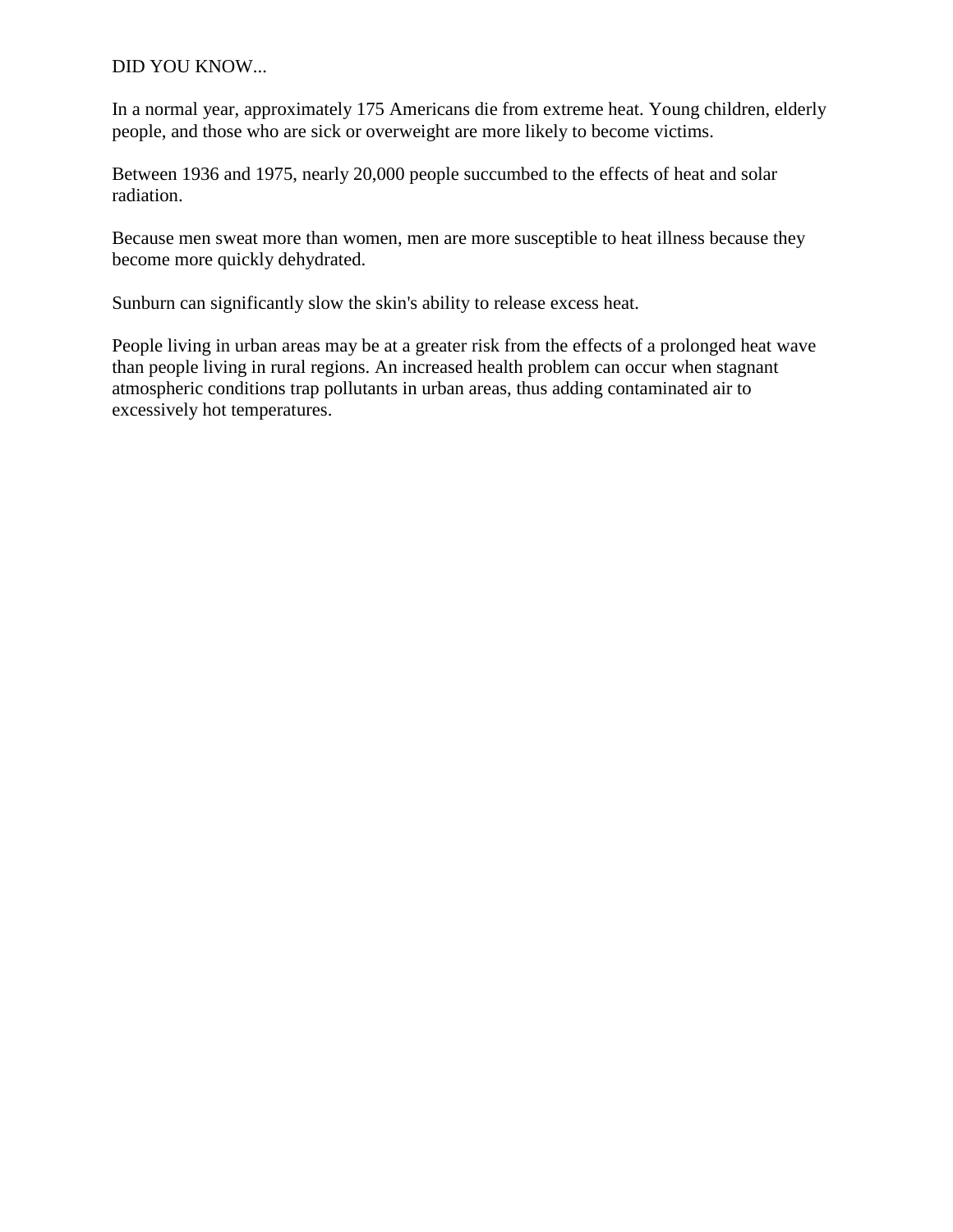DID YOU KNOW...

In a normal year, approximately 175 Americans die from extreme heat. Young children, elderly people, and those who are sick or overweight are more likely to become victims.

Between 1936 and 1975, nearly 20,000 people succumbed to the effects of heat and solar radiation.

Because men sweat more than women, men are more susceptible to heat illness because they become more quickly dehydrated.

Sunburn can significantly slow the skin's ability to release excess heat.

People living in urban areas may be at a greater risk from the effects of a prolonged heat wave than people living in rural regions. An increased health problem can occur when stagnant atmospheric conditions trap pollutants in urban areas, thus adding contaminated air to excessively hot temperatures.